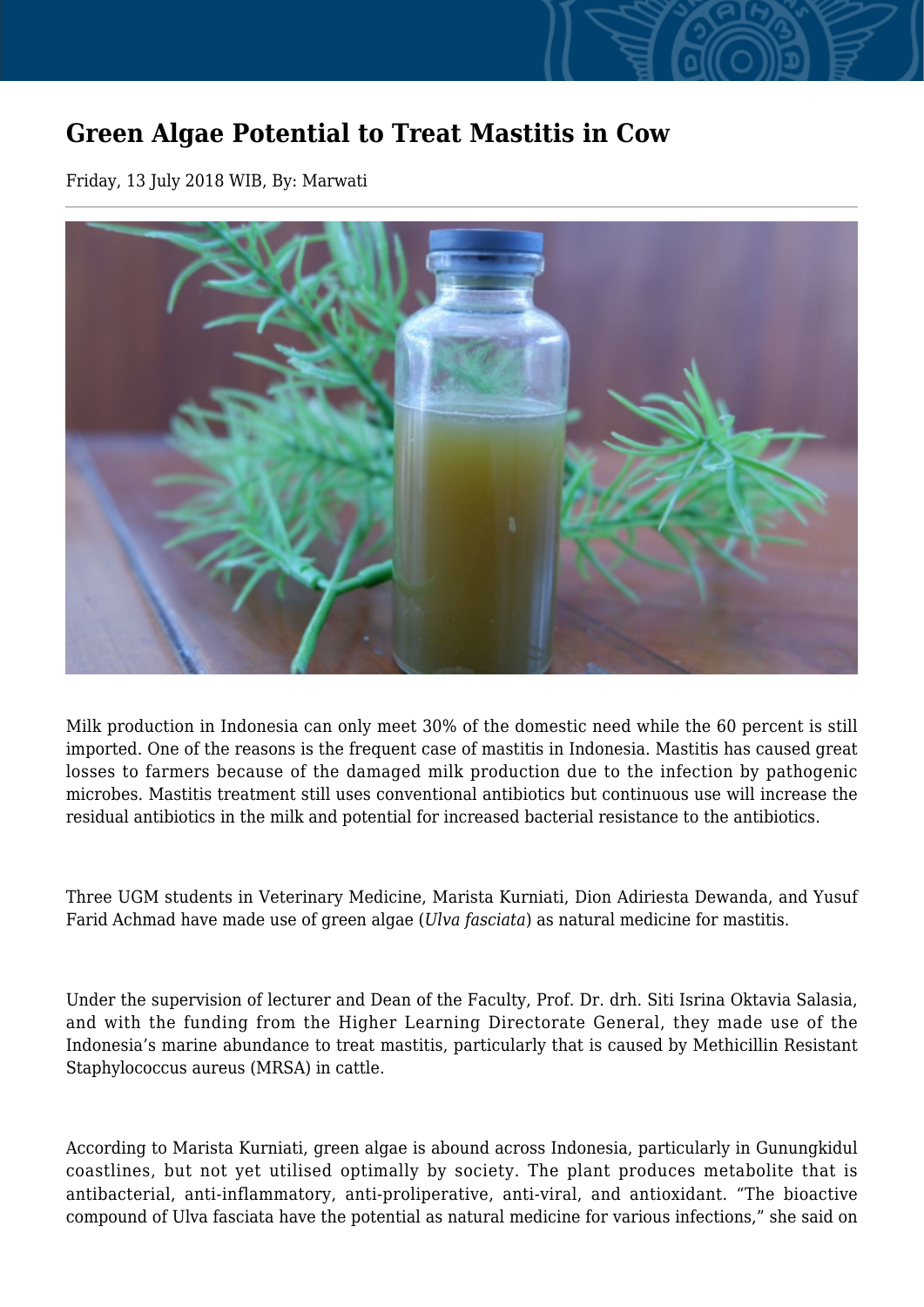# Green Algae Potential to Treat Mastitis in Cow

Friday, 13 July 2018 WIB, By: Marwati

Milk production in Indonesia can only meet 30% of the domestic need while the 60 percent is still imported. One of the reasons is the frequent case of mastitis in Indonesia. Mastitis has caused great losses to farmers because of the damaged milk production due to the infection by pathogenic microbes. Mastitis treatment still uses conventional antibiotics but continuous use will increase the residual antibiotics in the milk and potential for increased bacterial resistance to the antibiotics.

Three UGM students in Veterinary Medicine, Marista Kurniati, Dion Adiriesta Dewanda, and Yusuf Farid Achmad have made use of green algae (*Ulva fasciata*) as natural medicine for mastitis.

Under the supervision of lecturer and Dean of the Faculty, Prof. Dr. drh. Siti Isrina Oktavia Salasia, and with the funding from the Higher Learning Directorate General, they made use of the Indonesia's marine abundance to treat mastitis, particularly that is caused by Methicillin Resistant Staphylococcus aureus (MRSA) in cattle.

According to Marista Kurniati, green algae is abound across Indonesia, particularly in Gunungkidul coastlines, but not yet utilised optimally by society. The plant produces metabolite that is antibacterial, anti-inflammatory, anti-proliperative, anti-viral, and antioxidant. "The bioactive compound of Ulva fasciata have the potential as natural medicine for various infections," she said on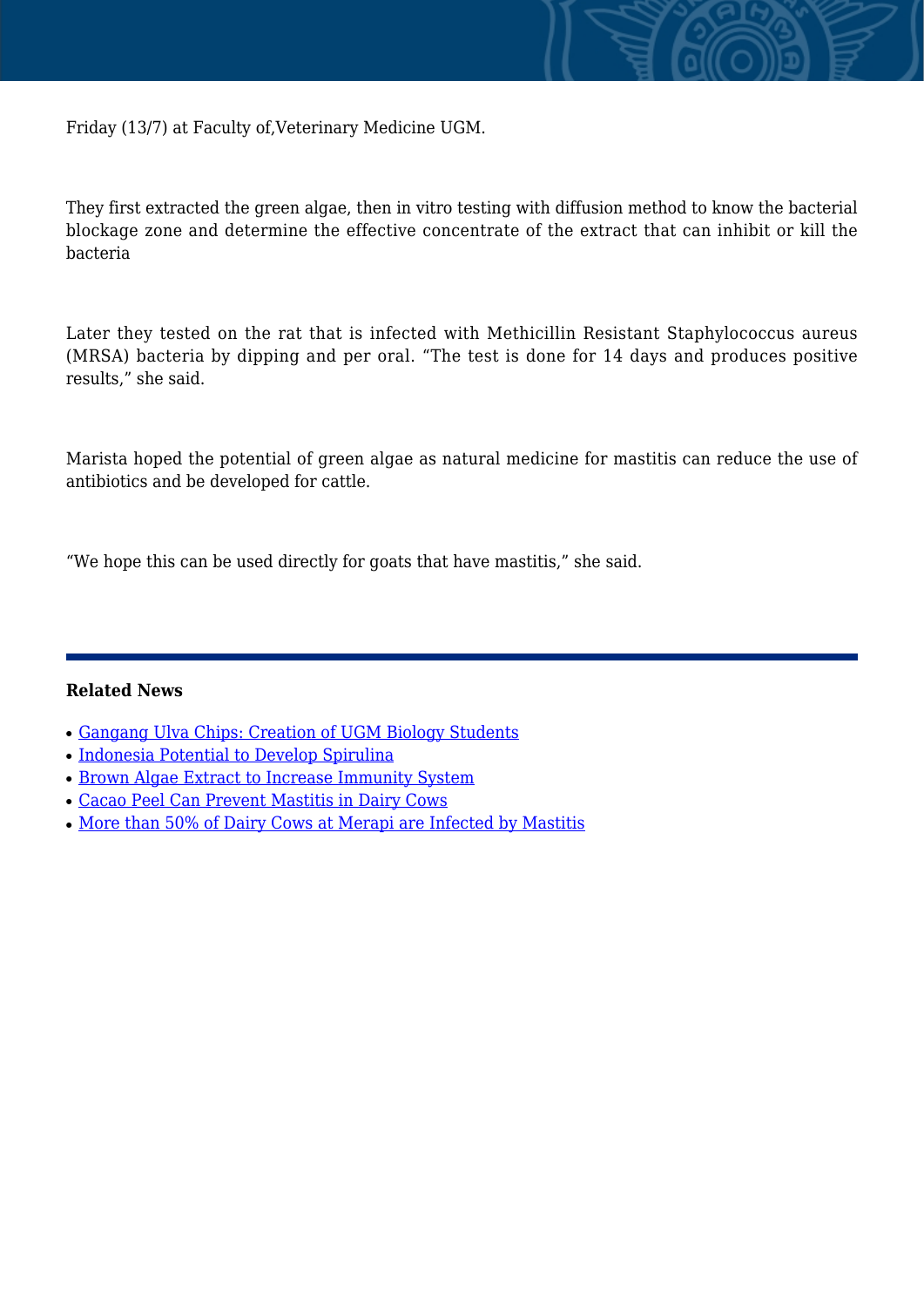Friday (13/7) at Faculty of,Veterinary Medicine UGM.

They first extracted the green algae, then in vitro testing with diffusion method to know the bacterial blockage zone and determine the effective concentrate of the extract that can inhibit or kill the bacteria

Later they tested on the rat that is infected with Methicillin Resistant Staphylococcus aureus (MRSA) bacteria by dipping and per oral. “The test is done for 14 days and produces positive results,” she said.

Marista hoped the potential of green algae as natural medicine for mastitis can reduce the use of antibiotics and be developed for cattle.

“We hope this can be used directly for goats that have mastitis,” she said.

---

**Related News**

- Gangang Ulva Chips: Creation of UGM Biology Students
- Indonesia Potential to Develop Spirulina
- Brown Algae Extract to Increase Immunity System
- Cacao Peel Can Prevent Mastitis in Dairy Cows
- More than 50% of Dairy Cows at Merapi are Infected by Mastitis